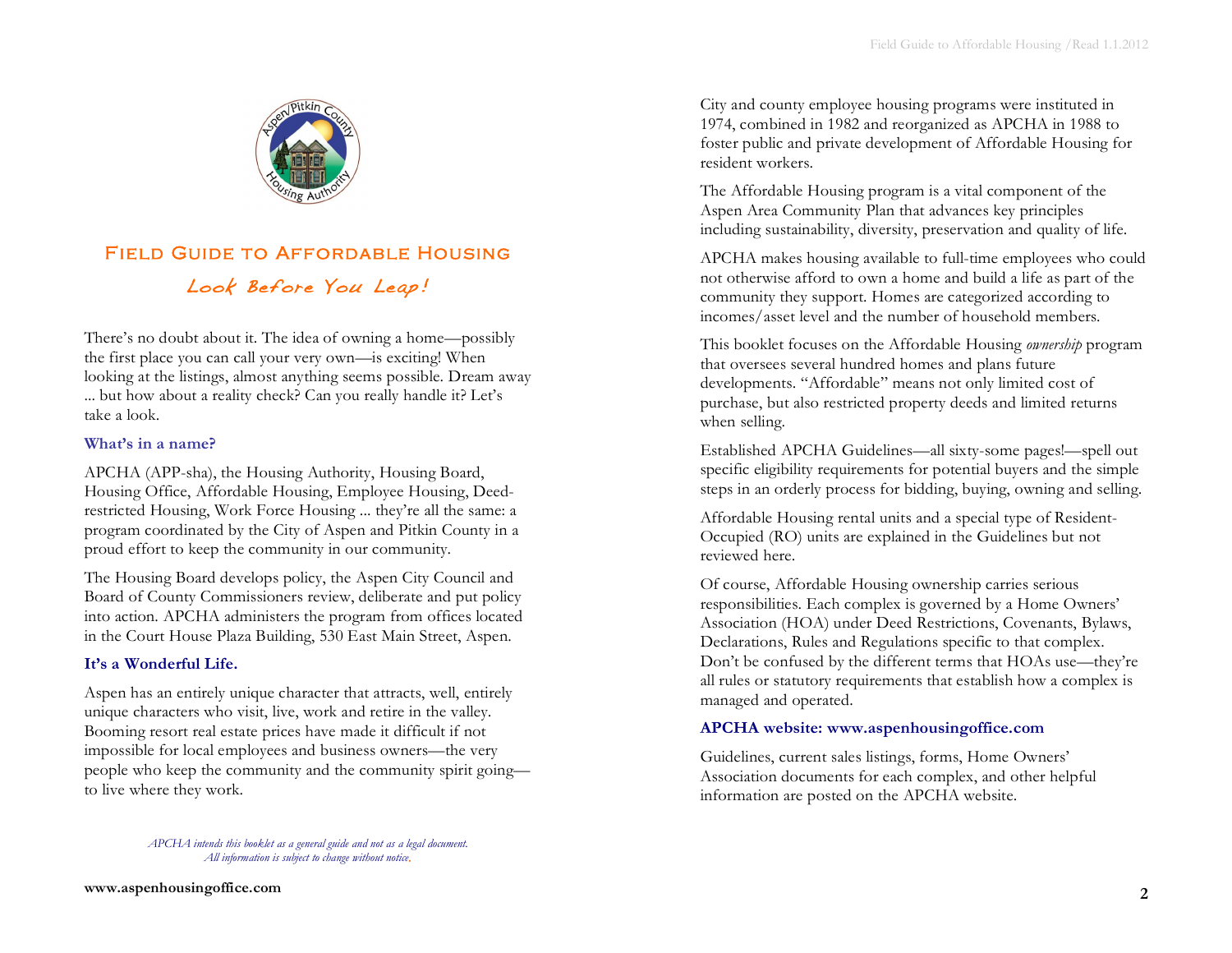# Field Guide to Affordable Housing

*Look Before You Leap!*

There's no doubt about it. The idea of owning a home—possibly the first place you can call your very own—is exciting! When looking at the listings, almost anything seems possible. Dream away ... but how about a reality check? Can you really handle it? Let's take a look.

### What's in a name?

APCHA (APP-sha), the Housing Authority, Housing Board, Housing Office, Affordable Housing, Employee Housing, Deed-restricted Housing, Work Force Housing ... they're all the same: a program coordinated by the City of Aspen and Pitkin County in a proud effort to keep the community in our community.

The Housing Board develops policy, the Aspen City Council and Board of County Commissioners review, deliberate and put policy into action. APCHA administers the program from offices located in the Court House Plaza Building, 530 East Main Street, Aspen.

### It's a Wonderful Life.

Aspen has an entirely unique character that attracts, well, entirely unique characters who visit, live, work and retire in the valley. Booming resort real estate prices have made it difficult if not impossible for local employees and business owners—the very people who keep the community and the community spirit going—to live where they work.

*APCHA intends this booklet as a general guide and not as a legal document.*
*All information is subject to change without notice.*

City and county employee housing programs were instituted in 1974, combined in 1982 and reorganized as APCHA in 1988 to foster public and private development of Affordable Housing for resident workers.

The Affordable Housing program is a vital component of the Aspen Area Community Plan that advances key principles including sustainability, diversity, preservation and quality of life.

APCHA makes housing available to full-time employees who could not otherwise afford to own a home and build a life as part of the community they support. Homes are categorized according to incomes/asset level and the number of household members.

This booklet focuses on the Affordable Housing *ownership* program that oversees several hundred homes and plans future developments. "Affordable" means not only limited cost of purchase, but also restricted property deeds and limited returns when selling.

Established APCHA Guidelines—all sixty-some pages!—spell out specific eligibility requirements for potential buyers and the simple steps in an orderly process for bidding, buying, owning and selling.

Affordable Housing rental units and a special type of Resident-Occupied (RO) units are explained in the Guidelines but not reviewed here.

Of course, Affordable Housing ownership carries serious responsibilities. Each complex is governed by a Home Owners' Association (HOA) under Deed Restrictions, Covenants, Bylaws, Declarations, Rules and Regulations specific to that complex. Don't be confused by the different terms that HOAs use—they're all rules or statutory requirements that establish how a complex is managed and operated.

### APCHA website: www.aspenhousingoffice.com

Guidelines, current sales listings, forms, Home Owners' Association documents for each complex, and other helpful information are posted on the APCHA website.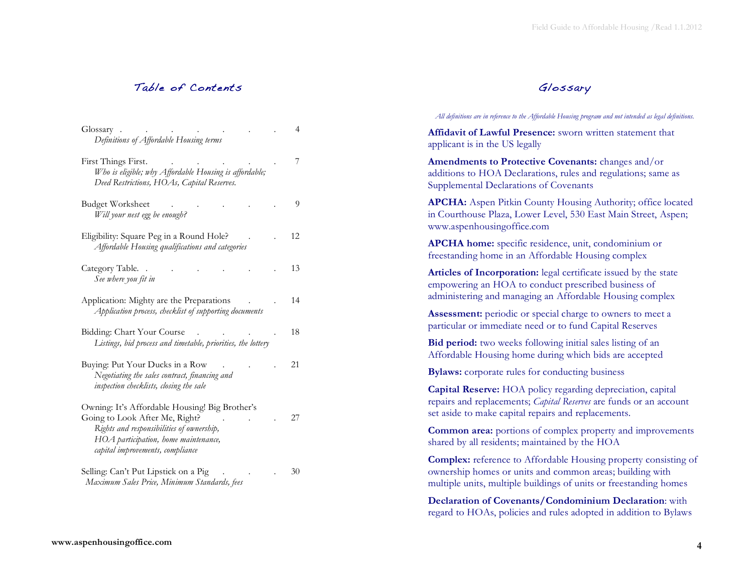## Table of Contents

Glossary . . . . . . . . 4
*Definitions of Affordable Housing terms*

First Things First. . . . . . . 7
*Who is eligible; why Affordable Housing is affordable; Deed Restrictions, HOAs, Capital Reserves.*

Budget Worksheet . . . . . . 9
*Will your nest egg be enough?*

Eligibility: Square Peg in a Round Hole? . . 12
*Affordable Housing qualifications and categories*

Category Table. . . . . . . . 13
*See where you fit in*

Application: Mighty are the Preparations . . 14
*Application process, checklist of supporting documents*

Bidding: Chart Your Course . . . . . 18
*Listings, bid process and timetable, priorities, the lottery*

Buying: Put Your Ducks in a Row . . . 21
*Negotiating the sales contract, financing and inspection checklists, closing the sale*

Owning: It's Affordable Housing! Big Brother's Going to Look After Me, Right? . . . . 27
*Rights and responsibilities of ownership, HOA participation, home maintenance, capital improvements, compliance*

Selling: Can't Put Lipstick on a Pig . . . 30
*Maximum Sales Price, Minimum Standards, fees*

www.aspenhousingoffice.com

## Glossary

*All definitions are in reference to the Affordable Housing program and not intended as legal definitions.*

**Affidavit of Lawful Presence:** sworn written statement that applicant is in the US legally

**Amendments to Protective Covenants:** changes and/or additions to HOA Declarations, rules and regulations; same as Supplemental Declarations of Covenants

**APCHA:** Aspen Pitkin County Housing Authority; office located in Courthouse Plaza, Lower Level, 530 East Main Street, Aspen; www.aspenhousingoffice.com

**APCHA home:** specific residence, unit, condominium or freestanding home in an Affordable Housing complex

**Articles of Incorporation:** legal certificate issued by the state empowering an HOA to conduct prescribed business of administering and managing an Affordable Housing complex

**Assessment:** periodic or special charge to owners to meet a particular or immediate need or to fund Capital Reserves

**Bid period:** two weeks following initial sales listing of an Affordable Housing home during which bids are accepted

**Bylaws:** corporate rules for conducting business

**Capital Reserve:** HOA policy regarding depreciation, capital repairs and replacements; *Capital Reserves* are funds or an account set aside to make capital repairs and replacements.

**Common area:** portions of complex property and improvements shared by all residents; maintained by the HOA

**Complex:** reference to Affordable Housing property consisting of ownership homes or units and common areas; building with multiple units, multiple buildings of units or freestanding homes

**Declaration of Covenants/Condominium Declaration**: with regard to HOAs, policies and rules adopted in addition to Bylaws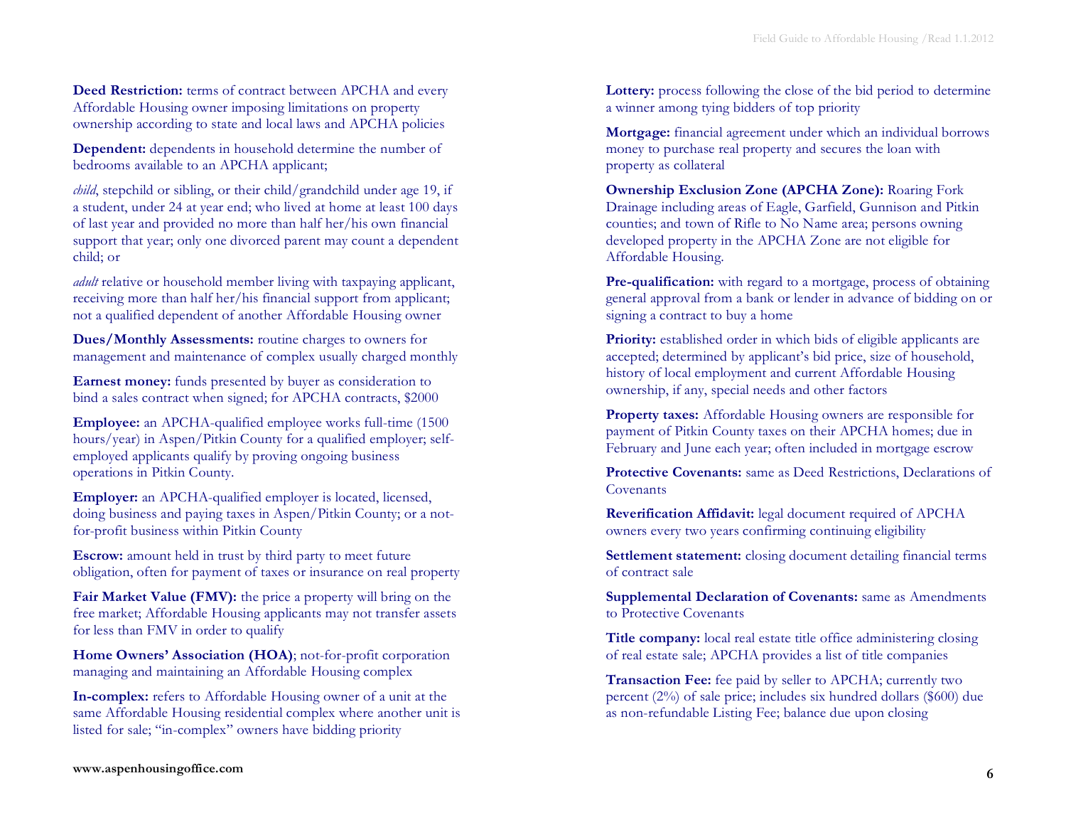**Deed Restriction:** terms of contract between APCHA and every Affordable Housing owner imposing limitations on property ownership according to state and local laws and APCHA policies

**Dependent:** dependents in household determine the number of bedrooms available to an APCHA applicant;

*child*, stepchild or sibling, or their child/grandchild under age 19, if a student, under 24 at year end; who lived at home at least 100 days of last year and provided no more than half her/his own financial support that year; only one divorced parent may count a dependent child; or

*adult* relative or household member living with taxpaying applicant, receiving more than half her/his financial support from applicant; not a qualified dependent of another Affordable Housing owner

**Dues/Monthly Assessments:** routine charges to owners for management and maintenance of complex usually charged monthly

**Earnest money:** funds presented by buyer as consideration to bind a sales contract when signed; for APCHA contracts, $2000

**Employee:** an APCHA-qualified employee works full-time (1500 hours/year) in Aspen/Pitkin County for a qualified employer; self-employed applicants qualify by proving ongoing business operations in Pitkin County.

**Employer:** an APCHA-qualified employer is located, licensed, doing business and paying taxes in Aspen/Pitkin County; or a not-for-profit business within Pitkin County

**Escrow:** amount held in trust by third party to meet future obligation, often for payment of taxes or insurance on real property

**Fair Market Value (FMV):** the price a property will bring on the free market; Affordable Housing applicants may not transfer assets for less than FMV in order to qualify

**Home Owners' Association (HOA)**; not-for-profit corporation managing and maintaining an Affordable Housing complex

**In-complex:** refers to Affordable Housing owner of a unit at the same Affordable Housing residential complex where another unit is listed for sale; "in-complex" owners have bidding priority

**Lottery:** process following the close of the bid period to determine a winner among tying bidders of top priority

**Mortgage:** financial agreement under which an individual borrows money to purchase real property and secures the loan with property as collateral

**Ownership Exclusion Zone (APCHA Zone):** Roaring Fork Drainage including areas of Eagle, Garfield, Gunnison and Pitkin counties; and town of Rifle to No Name area; persons owning developed property in the APCHA Zone are not eligible for Affordable Housing.

**Pre-qualification:** with regard to a mortgage, process of obtaining general approval from a bank or lender in advance of bidding on or signing a contract to buy a home

**Priority:** established order in which bids of eligible applicants are accepted; determined by applicant's bid price, size of household, history of local employment and current Affordable Housing ownership, if any, special needs and other factors

**Property taxes:** Affordable Housing owners are responsible for payment of Pitkin County taxes on their APCHA homes; due in February and June each year; often included in mortgage escrow

**Protective Covenants:** same as Deed Restrictions, Declarations of Covenants

**Reverification Affidavit:** legal document required of APCHA owners every two years confirming continuing eligibility

**Settlement statement:** closing document detailing financial terms of contract sale

**Supplemental Declaration of Covenants:** same as Amendments to Protective Covenants

**Title company:** local real estate title office administering closing of real estate sale; APCHA provides a list of title companies

**Transaction Fee:** fee paid by seller to APCHA; currently two percent (2%) of sale price; includes six hundred dollars ($600) due as non-refundable Listing Fee; balance due upon closing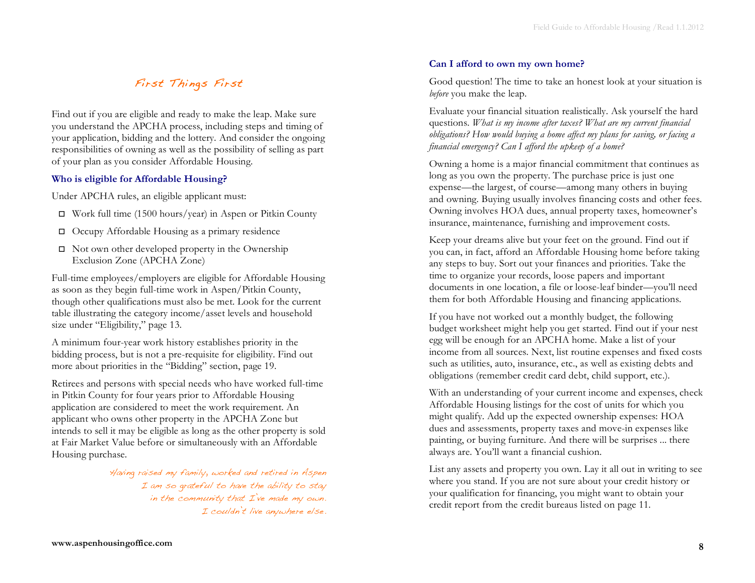# First Things First

Find out if you are eligible and ready to make the leap. Make sure you understand the APCHA process, including steps and timing of your application, bidding and the lottery. And consider the ongoing responsibilities of owning as well as the possibility of selling as part of your plan as you consider Affordable Housing.

### Who is eligible for Affordable Housing?

Under APCHA rules, an eligible applicant must:

- ☐ Work full time (1500 hours/year) in Aspen or Pitkin County
- ☐ Occupy Affordable Housing as a primary residence
- ☐ Not own other developed property in the Ownership Exclusion Zone (APCHA Zone)

Full-time employees/employers are eligible for Affordable Housing as soon as they begin full-time work in Aspen/Pitkin County, though other qualifications must also be met. Look for the current table illustrating the category income/asset levels and household size under "Eligibility," page 13.

A minimum four-year work history establishes priority in the bidding process, but is not a pre-requisite for eligibility. Find out more about priorities in the "Bidding" section, page 19.

Retirees and persons with special needs who have worked full-time in Pitkin County for four years prior to Affordable Housing application are considered to meet the work requirement. An applicant who owns other property in the APCHA Zone but intends to sell it may be eligible as long as the other property is sold at Fair Market Value before or simultaneously with an Affordable Housing purchase.

*Having raised my family, worked and retired in Aspen I am so grateful to have the ability to stay in the community that I've made my own. I couldn't live anywhere else.*

www.aspenhousingoffice.com

### Can I afford to own my own home?

Good question! The time to take an honest look at your situation is *before* you make the leap.

Evaluate your financial situation realistically. Ask yourself the hard questions. *What is my income after taxes? What are my current financial obligations? How would buying a home affect my plans for saving, or facing a financial emergency? Can I afford the upkeep of a home?*

Owning a home is a major financial commitment that continues as long as you own the property. The purchase price is just one expense—the largest, of course—among many others in buying and owning. Buying usually involves financing costs and other fees. Owning involves HOA dues, annual property taxes, homeowner's insurance, maintenance, furnishing and improvement costs.

Keep your dreams alive but your feet on the ground. Find out if you can, in fact, afford an Affordable Housing home before taking any steps to buy. Sort out your finances and priorities. Take the time to organize your records, loose papers and important documents in one location, a file or loose-leaf binder—you'll need them for both Affordable Housing and financing applications.

If you have not worked out a monthly budget, the following budget worksheet might help you get started. Find out if your nest egg will be enough for an APCHA home. Make a list of your income from all sources. Next, list routine expenses and fixed costs such as utilities, auto, insurance, etc., as well as existing debts and obligations (remember credit card debt, child support, etc.).

With an understanding of your current income and expenses, check Affordable Housing listings for the cost of units for which you might qualify. Add up the expected ownership expenses: HOA dues and assessments, property taxes and move-in expenses like painting, or buying furniture. And there will be surprises ... there always are. You'll want a financial cushion.

List any assets and property you own. Lay it all out in writing to see where you stand. If you are not sure about your credit history or your qualification for financing, you might want to obtain your credit report from the credit bureaus listed on page 11.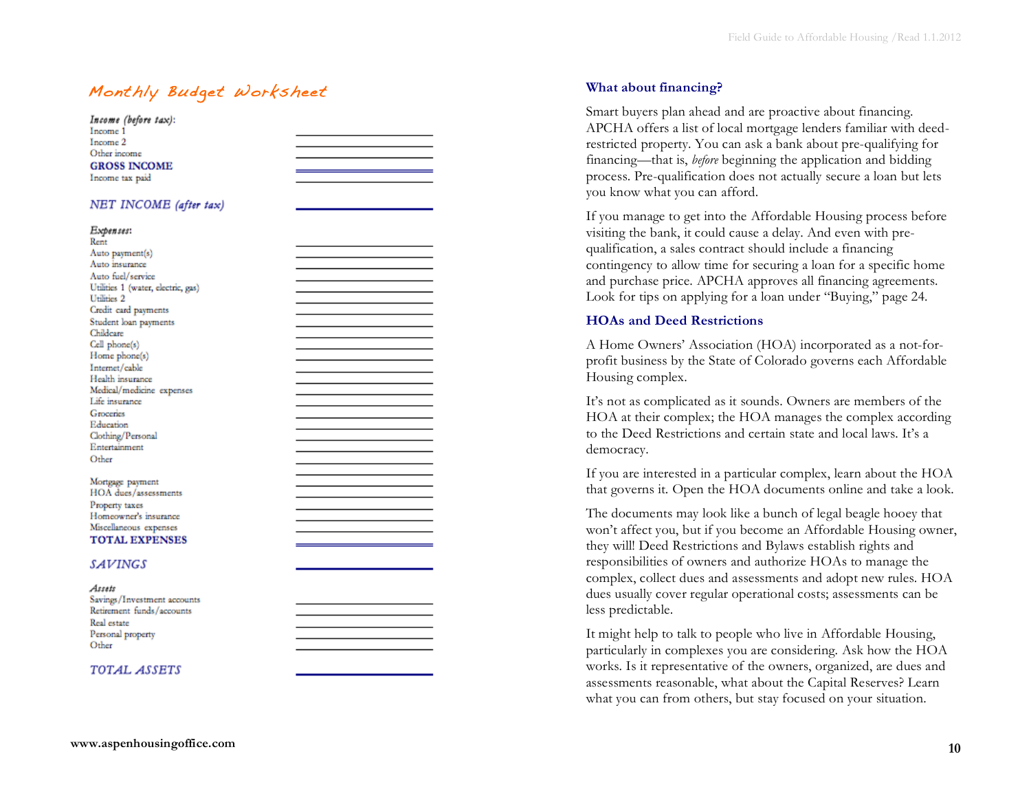## Monthly Budget Worksheet

| | |
|---|---|
| ***Income (before tax)*:** | |
| Income 1 | ________ |
| Income 2 | ________ |
| Other income | ________ |
| **GROSS INCOME** | ________ |
| Income tax paid | ________ |
| ***NET INCOME (after tax)*** | ________ |
| ***Expenses*:** | |
| Rent | ________ |
| Auto payment(s) | ________ |
| Auto insurance | ________ |
| Auto fuel/service | ________ |
| Utilities 1 (water, electric, gas) | ________ |
| Utilities 2 | ________ |
| Credit card payments | ________ |
| Student loan payments | ________ |
| Childcare | ________ |
| Cell phone(s) | ________ |
| Home phone(s) | ________ |
| Internet/cable | ________ |
| Health insurance | ________ |
| Medical/medicine expenses | ________ |
| Life insurance | ________ |
| Groceries | ________ |
| Education | ________ |
| Clothing/Personal | ________ |
| Entertainment | ________ |
| Other | ________ |
| Mortgage payment | ________ |
| HOA dues/assessments | ________ |
| Property taxes | ________ |
| Homeowner's insurance | ________ |
| Miscellaneous expenses | ________ |
| **TOTAL EXPENSES** | ________ |
| ***SAVINGS*** | ________ |
| ***Assets*** | |
| Savings/Investment accounts | ________ |
| Retirement funds/accounts | ________ |
| Real estate | ________ |
| Personal property | ________ |
| Other | ________ |
| ***TOTAL ASSETS*** | ________ |

www.aspenhousingoffice.com

### What about financing?

Smart buyers plan ahead and are proactive about financing. APCHA offers a list of local mortgage lenders familiar with deed-restricted property. You can ask a bank about pre-qualifying for financing—that is, *before* beginning the application and bidding process. Pre-qualification does not actually secure a loan but lets you know what you can afford.

If you manage to get into the Affordable Housing process before visiting the bank, it could cause a delay. And even with pre-qualification, a sales contract should include a financing contingency to allow time for securing a loan for a specific home and purchase price. APCHA approves all financing agreements. Look for tips on applying for a loan under "Buying," page 24.

### HOAs and Deed Restrictions

A Home Owners' Association (HOA) incorporated as a not-for-profit business by the State of Colorado governs each Affordable Housing complex.

It's not as complicated as it sounds. Owners are members of the HOA at their complex; the HOA manages the complex according to the Deed Restrictions and certain state and local laws. It's a democracy.

If you are interested in a particular complex, learn about the HOA that governs it. Open the HOA documents online and take a look.

The documents may look like a bunch of legal beagle hooey that won't affect you, but if you become an Affordable Housing owner, they will! Deed Restrictions and Bylaws establish rights and responsibilities of owners and authorize HOAs to manage the complex, collect dues and assessments and adopt new rules. HOA dues usually cover regular operational costs; assessments can be less predictable.

It might help to talk to people who live in Affordable Housing, particularly in complexes you are considering. Ask how the HOA works. Is it representative of the owners, organized, are dues and assessments reasonable, what about the Capital Reserves? Learn what you can from others, but stay focused on your situation.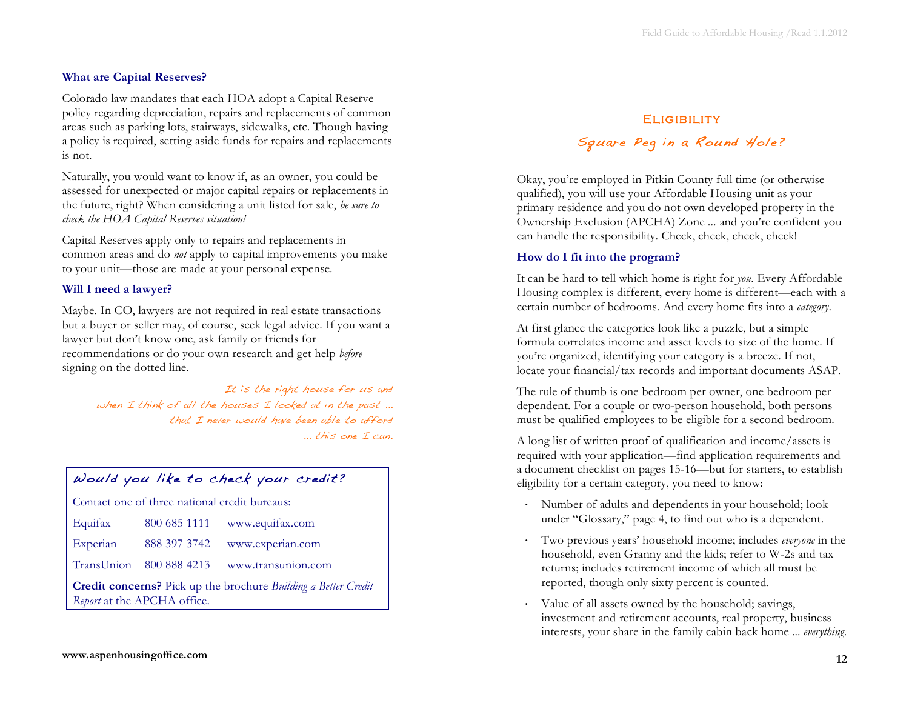### What are Capital Reserves?

Colorado law mandates that each HOA adopt a Capital Reserve policy regarding depreciation, repairs and replacements of common areas such as parking lots, stairways, sidewalks, etc. Though having a policy is required, setting aside funds for repairs and replacements is not.

Naturally, you would want to know if, as an owner, you could be assessed for unexpected or major capital repairs or replacements in the future, right? When considering a unit listed for sale, *be sure to check the HOA Capital Reserves situation!*

Capital Reserves apply only to repairs and replacements in common areas and do *not* apply to capital improvements you make to your unit—those are made at your personal expense.

### Will I need a lawyer?

Maybe. In CO, lawyers are not required in real estate transactions but a buyer or seller may, of course, seek legal advice. If you want a lawyer but don't know one, ask family or friends for recommendations or do your own research and get help *before* signing on the dotted line.

*It is the right house for us and when I think of all the houses I looked at in the past ... that I never would have been able to afford ... this one I can.*

### Would you like to check your credit?

Contact one of three national credit bureaus:

| | | |
|---|---|---|
| Equifax | 800 685 1111 | www.equifax.com |
| Experian | 888 397 3742 | www.experian.com |
| TransUnion | 800 888 4213 | www.transunion.com |

**Credit concerns?** Pick up the brochure *Building a Better Credit Report* at the APCHA office.

www.aspenhousingoffice.com

## Eligibility

### *Square Peg in a Round Hole?*

Okay, you're employed in Pitkin County full time (or otherwise qualified), you will use your Affordable Housing unit as your primary residence and you do not own developed property in the Ownership Exclusion (APCHA) Zone ... and you're confident you can handle the responsibility. Check, check, check, check!

### How do I fit into the program?

It can be hard to tell which home is right for *you*. Every Affordable Housing complex is different, every home is different—each with a certain number of bedrooms. And every home fits into a *category*.

At first glance the categories look like a puzzle, but a simple formula correlates income and asset levels to size of the home. If you're organized, identifying your category is a breeze. If not, locate your financial/tax records and important documents ASAP.

The rule of thumb is one bedroom per owner, one bedroom per dependent. For a couple or two-person household, both persons must be qualified employees to be eligible for a second bedroom.

A long list of written proof of qualification and income/assets is required with your application—find application requirements and a document checklist on pages 15-16—but for starters, to establish eligibility for a certain category, you need to know:

- Number of adults and dependents in your household; look under "Glossary," page 4, to find out who is a dependent.
- Two previous years' household income; includes *everyone* in the household, even Granny and the kids; refer to W-2s and tax returns; includes retirement income of which all must be reported, though only sixty percent is counted.
- Value of all assets owned by the household; savings, investment and retirement accounts, real property, business interests, your share in the family cabin back home ... *everything*.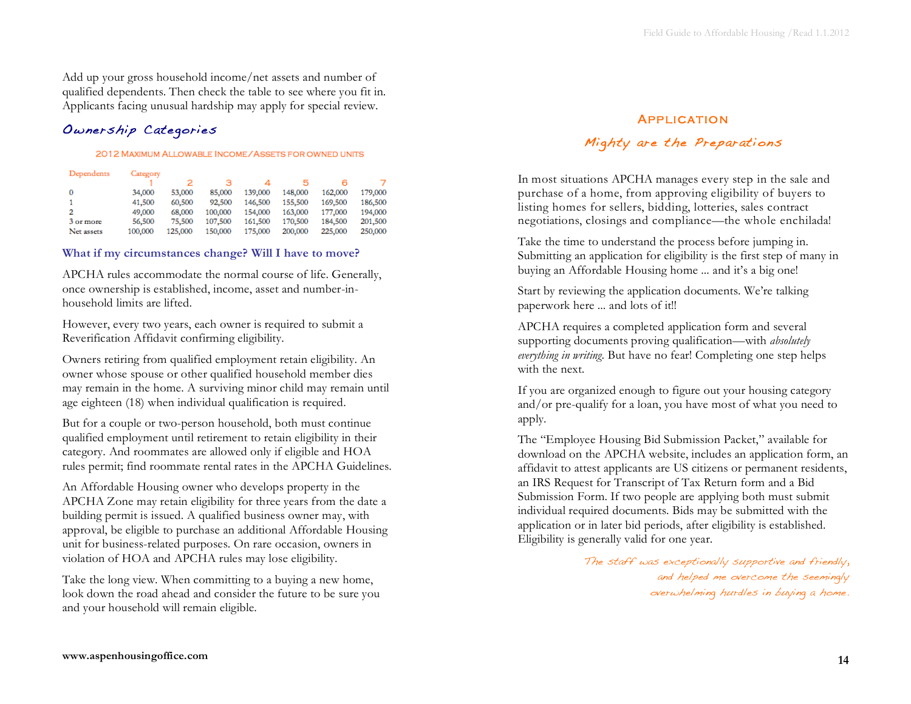Add up your gross household income/net assets and number of qualified dependents. Then check the table to see where you fit in. Applicants facing unusual hardship may apply for special review.

## Ownership Categories

**2012 Maximum Allowable Income/Assets for owned units**

| Dependents | Category 1 | 2 | 3 | 4 | 5 | 6 | 7 |
|---|---|---|---|---|---|---|---|
| 0 | 34,000 | 53,000 | 85,000 | 139,000 | 148,000 | 162,000 | 179,000 |
| 1 | 41,500 | 60,500 | 92,500 | 146,500 | 155,500 | 169,500 | 186,500 |
| 2 | 49,000 | 68,000 | 100,000 | 154,000 | 163,000 | 177,000 | 194,000 |
| 3 or more | 56,500 | 75,500 | 107,500 | 161,500 | 170,500 | 184,500 | 201,500 |
| Net assets | 100,000 | 125,000 | 150,000 | 175,000 | 200,000 | 225,000 | 250,000 |

### What if my circumstances change? Will I have to move?

APCHA rules accommodate the normal course of life. Generally, once ownership is established, income, asset and number-in-household limits are lifted.

However, every two years, each owner is required to submit a Reverification Affidavit confirming eligibility.

Owners retiring from qualified employment retain eligibility. An owner whose spouse or other qualified household member dies may remain in the home. A surviving minor child may remain until age eighteen (18) when individual qualification is required.

But for a couple or two-person household, both must continue qualified employment until retirement to retain eligibility in their category. And roommates are allowed only if eligible and HOA rules permit; find roommate rental rates in the APCHA Guidelines.

An Affordable Housing owner who develops property in the APCHA Zone may retain eligibility for three years from the date a building permit is issued. A qualified business owner may, with approval, be eligible to purchase an additional Affordable Housing unit for business-related purposes. On rare occasion, owners in violation of HOA and APCHA rules may lose eligibility.

Take the long view. When committing to a buying a new home, look down the road ahead and consider the future to be sure you and your household will remain eligible.

**www.aspenhousingoffice.com**

## Application

### Mighty are the Preparations

In most situations APCHA manages every step in the sale and purchase of a home, from approving eligibility of buyers to listing homes for sellers, bidding, lotteries, sales contract negotiations, closings and compliance—the whole enchilada!

Take the time to understand the process before jumping in. Submitting an application for eligibility is the first step of many in buying an Affordable Housing home ... and it's a big one!

Start by reviewing the application documents. We're talking paperwork here ... and lots of it!!

APCHA requires a completed application form and several supporting documents proving qualification—with *absolutely everything in writing*. But have no fear! Completing one step helps with the next.

If you are organized enough to figure out your housing category and/or pre-qualify for a loan, you have most of what you need to apply.

The "Employee Housing Bid Submission Packet," available for download on the APCHA website, includes an application form, an affidavit to attest applicants are US citizens or permanent residents, an IRS Request for Transcript of Tax Return form and a Bid Submission Form. If two people are applying both must submit individual required documents. Bids may be submitted with the application or in later bid periods, after eligibility is established. Eligibility is generally valid for one year.

*The staff was exceptionally supportive and friendly, and helped me overcome the seemingly overwhelming hurdles in buying a home.*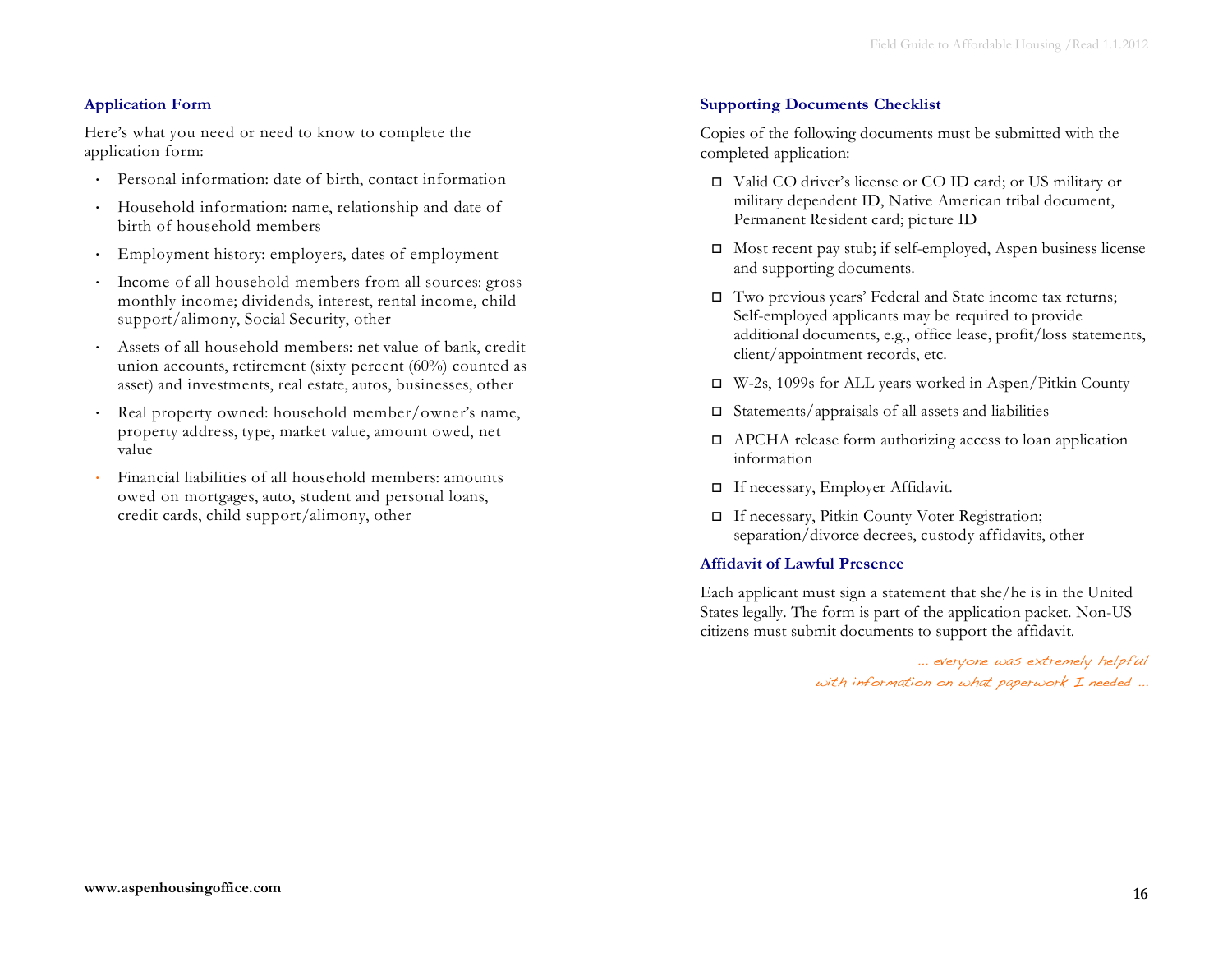## Application Form

Here's what you need or need to know to complete the application form:

- Personal information: date of birth, contact information
- Household information: name, relationship and date of birth of household members
- Employment history: employers, dates of employment
- Income of all household members from all sources: gross monthly income; dividends, interest, rental income, child support/alimony, Social Security, other
- Assets of all household members: net value of bank, credit union accounts, retirement (sixty percent (60%) counted as asset) and investments, real estate, autos, businesses, other
- Real property owned: household member/owner's name, property address, type, market value, amount owed, net value
- Financial liabilities of all household members: amounts owed on mortgages, auto, student and personal loans, credit cards, child support/alimony, other

## Supporting Documents Checklist

Copies of the following documents must be submitted with the completed application:

- ☐ Valid CO driver's license or CO ID card; or US military or military dependent ID, Native American tribal document, Permanent Resident card; picture ID
- ☐ Most recent pay stub; if self-employed, Aspen business license and supporting documents.
- ☐ Two previous years' Federal and State income tax returns; Self-employed applicants may be required to provide additional documents, e.g., office lease, profit/loss statements, client/appointment records, etc.
- ☐ W-2s, 1099s for ALL years worked in Aspen/Pitkin County
- ☐ Statements/appraisals of all assets and liabilities
- ☐ APCHA release form authorizing access to loan application information
- ☐ If necessary, Employer Affidavit.
- ☐ If necessary, Pitkin County Voter Registration; separation/divorce decrees, custody affidavits, other

## Affidavit of Lawful Presence

Each applicant must sign a statement that she/he is in the United States legally. The form is part of the application packet. Non-US citizens must submit documents to support the affidavit.

*... everyone was extremely helpful with information on what paperwork I needed ...*

www.aspenhousingoffice.com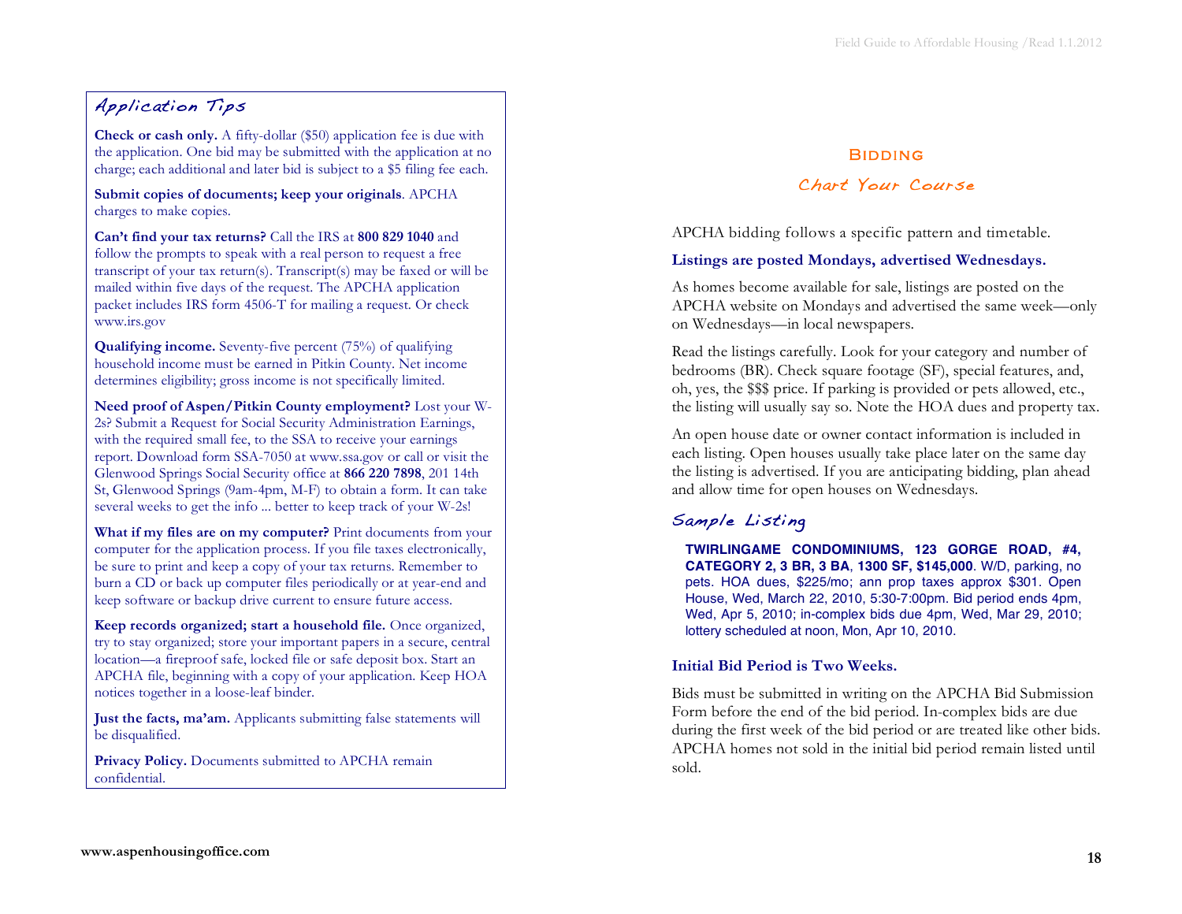## Application Tips

**Check or cash only.** A fifty-dollar ($50) application fee is due with the application. One bid may be submitted with the application at no charge; each additional and later bid is subject to a $5 filing fee each.

**Submit copies of documents; keep your originals**. APCHA charges to make copies.

**Can't find your tax returns?** Call the IRS at **800 829 1040** and follow the prompts to speak with a real person to request a free transcript of your tax return(s). Transcript(s) may be faxed or will be mailed within five days of the request. The APCHA application packet includes IRS form 4506-T for mailing a request. Or check www.irs.gov

**Qualifying income.** Seventy-five percent (75%) of qualifying household income must be earned in Pitkin County. Net income determines eligibility; gross income is not specifically limited.

**Need proof of Aspen/Pitkin County employment?** Lost your W-2s? Submit a Request for Social Security Administration Earnings, with the required small fee, to the SSA to receive your earnings report. Download form SSA-7050 at www.ssa.gov or call or visit the Glenwood Springs Social Security office at **866 220 7898**, 201 14th St, Glenwood Springs (9am-4pm, M-F) to obtain a form. It can take several weeks to get the info ... better to keep track of your W-2s!

**What if my files are on my computer?** Print documents from your computer for the application process. If you file taxes electronically, be sure to print and keep a copy of your tax returns. Remember to burn a CD or back up computer files periodically or at year-end and keep software or backup drive current to ensure future access.

**Keep records organized; start a household file.** Once organized, try to stay organized; store your important papers in a secure, central location—a fireproof safe, locked file or safe deposit box. Start an APCHA file, beginning with a copy of your application. Keep HOA notices together in a loose-leaf binder.

**Just the facts, ma'am.** Applicants submitting false statements will be disqualified.

**Privacy Policy.** Documents submitted to APCHA remain confidential.

www.aspenhousingoffice.com

# Bidding

## Chart Your Course

APCHA bidding follows a specific pattern and timetable.

**Listings are posted Mondays, advertised Wednesdays.**

As homes become available for sale, listings are posted on the APCHA website on Mondays and advertised the same week—only on Wednesdays—in local newspapers.

Read the listings carefully. Look for your category and number of bedrooms (BR). Check square footage (SF), special features, and, oh, yes, the $$$ price. If parking is provided or pets allowed, etc., the listing will usually say so. Note the HOA dues and property tax.

An open house date or owner contact information is included in each listing. Open houses usually take place later on the same day the listing is advertised. If you are anticipating bidding, plan ahead and allow time for open houses on Wednesdays.

### Sample Listing

**TWIRLINGAME CONDOMINIUMS, 123 GORGE ROAD, #4, CATEGORY 2, 3 BR, 3 BA, 1300 SF, $145,000**. W/D, parking, no pets. HOA dues, $225/mo; ann prop taxes approx $301. Open House, Wed, March 22, 2010, 5:30-7:00pm. Bid period ends 4pm, Wed, Apr 5, 2010; in-complex bids due 4pm, Wed, Mar 29, 2010; lottery scheduled at noon, Mon, Apr 10, 2010.

**Initial Bid Period is Two Weeks.**

Bids must be submitted in writing on the APCHA Bid Submission Form before the end of the bid period. In-complex bids are due during the first week of the bid period or are treated like other bids. APCHA homes not sold in the initial bid period remain listed until sold.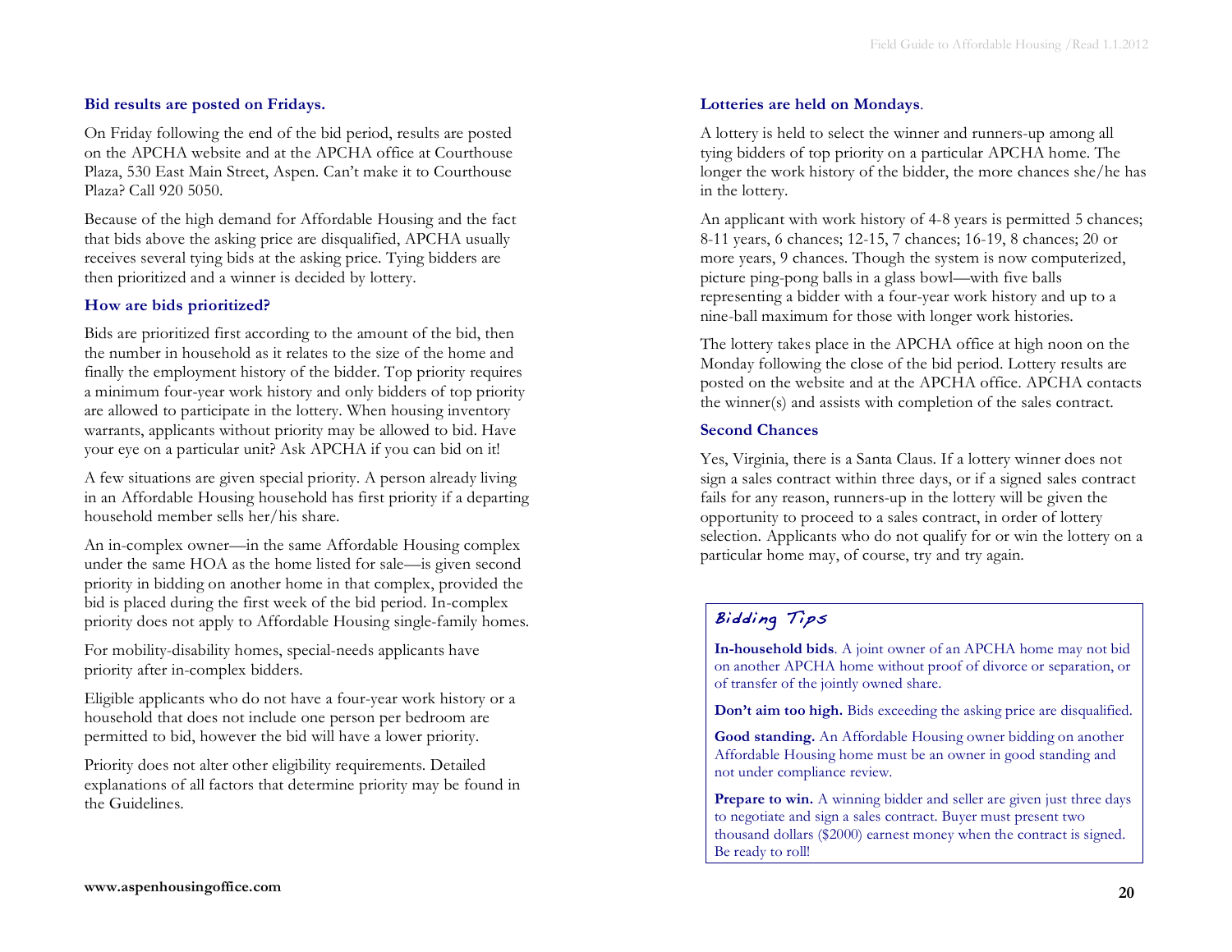### Bid results are posted on Fridays.

On Friday following the end of the bid period, results are posted on the APCHA website and at the APCHA office at Courthouse Plaza, 530 East Main Street, Aspen. Can't make it to Courthouse Plaza? Call 920 5050.

Because of the high demand for Affordable Housing and the fact that bids above the asking price are disqualified, APCHA usually receives several tying bids at the asking price. Tying bidders are then prioritized and a winner is decided by lottery.

### How are bids prioritized?

Bids are prioritized first according to the amount of the bid, then the number in household as it relates to the size of the home and finally the employment history of the bidder. Top priority requires a minimum four-year work history and only bidders of top priority are allowed to participate in the lottery. When housing inventory warrants, applicants without priority may be allowed to bid. Have your eye on a particular unit? Ask APCHA if you can bid on it!

A few situations are given special priority. A person already living in an Affordable Housing household has first priority if a departing household member sells her/his share.

An in-complex owner—in the same Affordable Housing complex under the same HOA as the home listed for sale—is given second priority in bidding on another home in that complex, provided the bid is placed during the first week of the bid period. In-complex priority does not apply to Affordable Housing single-family homes.

For mobility-disability homes, special-needs applicants have priority after in-complex bidders.

Eligible applicants who do not have a four-year work history or a household that does not include one person per bedroom are permitted to bid, however the bid will have a lower priority.

Priority does not alter other eligibility requirements. Detailed explanations of all factors that determine priority may be found in the Guidelines.

### Lotteries are held on Mondays.

A lottery is held to select the winner and runners-up among all tying bidders of top priority on a particular APCHA home. The longer the work history of the bidder, the more chances she/he has in the lottery.

An applicant with work history of 4-8 years is permitted 5 chances; 8-11 years, 6 chances; 12-15, 7 chances; 16-19, 8 chances; 20 or more years, 9 chances. Though the system is now computerized, picture ping-pong balls in a glass bowl—with five balls representing a bidder with a four-year work history and up to a nine-ball maximum for those with longer work histories.

The lottery takes place in the APCHA office at high noon on the Monday following the close of the bid period. Lottery results are posted on the website and at the APCHA office. APCHA contacts the winner(s) and assists with completion of the sales contract.

### Second Chances

Yes, Virginia, there is a Santa Claus. If a lottery winner does not sign a sales contract within three days, or if a signed sales contract fails for any reason, runners-up in the lottery will be given the opportunity to proceed to a sales contract, in order of lottery selection. Applicants who do not qualify for or win the lottery on a particular home may, of course, try and try again.

### Bidding Tips

**In-household bids**. A joint owner of an APCHA home may not bid on another APCHA home without proof of divorce or separation, or of transfer of the jointly owned share.

**Don't aim too high.** Bids exceeding the asking price are disqualified.

**Good standing.** An Affordable Housing owner bidding on another Affordable Housing home must be an owner in good standing and not under compliance review.

**Prepare to win.** A winning bidder and seller are given just three days to negotiate and sign a sales contract. Buyer must present two thousand dollars ($2000) earnest money when the contract is signed. Be ready to roll!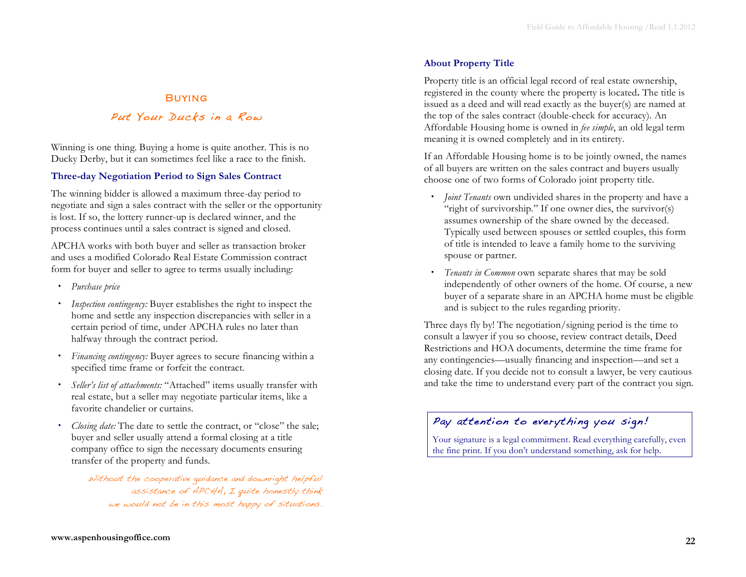# Buying

## *Put Your Ducks in a Row*

Winning is one thing. Buying a home is quite another. This is no Ducky Derby, but it can sometimes feel like a race to the finish.

### Three-day Negotiation Period to Sign Sales Contract

The winning bidder is allowed a maximum three-day period to negotiate and sign a sales contract with the seller or the opportunity is lost. If so, the lottery runner-up is declared winner, and the process continues until a sales contract is signed and closed.

APCHA works with both buyer and seller as transaction broker and uses a modified Colorado Real Estate Commission contract form for buyer and seller to agree to terms usually including:

- *Purchase price*
- *Inspection contingency:* Buyer establishes the right to inspect the home and settle any inspection discrepancies with seller in a certain period of time, under APCHA rules no later than halfway through the contract period.
- *Financing contingency:* Buyer agrees to secure financing within a specified time frame or forfeit the contract.
- *Seller's list of attachments:* "Attached" items usually transfer with real estate, but a seller may negotiate particular items, like a favorite chandelier or curtains.
- *Closing date:* The date to settle the contract, or "close" the sale; buyer and seller usually attend a formal closing at a title company office to sign the necessary documents ensuring transfer of the property and funds.

*Without the cooperative guidance and downright helpful assistance of APCHA, I quite honestly think we would not be in this most happy of situations.*

### About Property Title

Property title is an official legal record of real estate ownership, registered in the county where the property is located**.** The title is issued as a deed and will read exactly as the buyer(s) are named at the top of the sales contract (double-check for accuracy). An Affordable Housing home is owned in *fee simple*, an old legal term meaning it is owned completely and in its entirety.

If an Affordable Housing home is to be jointly owned, the names of all buyers are written on the sales contract and buyers usually choose one of two forms of Colorado joint property title.

- *Joint Tenants* own undivided shares in the property and have a "right of survivorship." If one owner dies, the survivor(s) assumes ownership of the share owned by the deceased. Typically used between spouses or settled couples, this form of title is intended to leave a family home to the surviving spouse or partner.
- *Tenants in Common* own separate shares that may be sold independently of other owners of the home. Of course, a new buyer of a separate share in an APCHA home must be eligible and is subject to the rules regarding priority.

Three days fly by! The negotiation/signing period is the time to consult a lawyer if you so choose, review contract details, Deed Restrictions and HOA documents, determine the time frame for any contingencies—usually financing and inspection—and set a closing date. If you decide not to consult a lawyer, be very cautious and take the time to understand every part of the contract you sign.

> *Pay attention to everything you sign!*
>
> Your signature is a legal commitment. Read everything carefully, even the fine print. If you don't understand something, ask for help.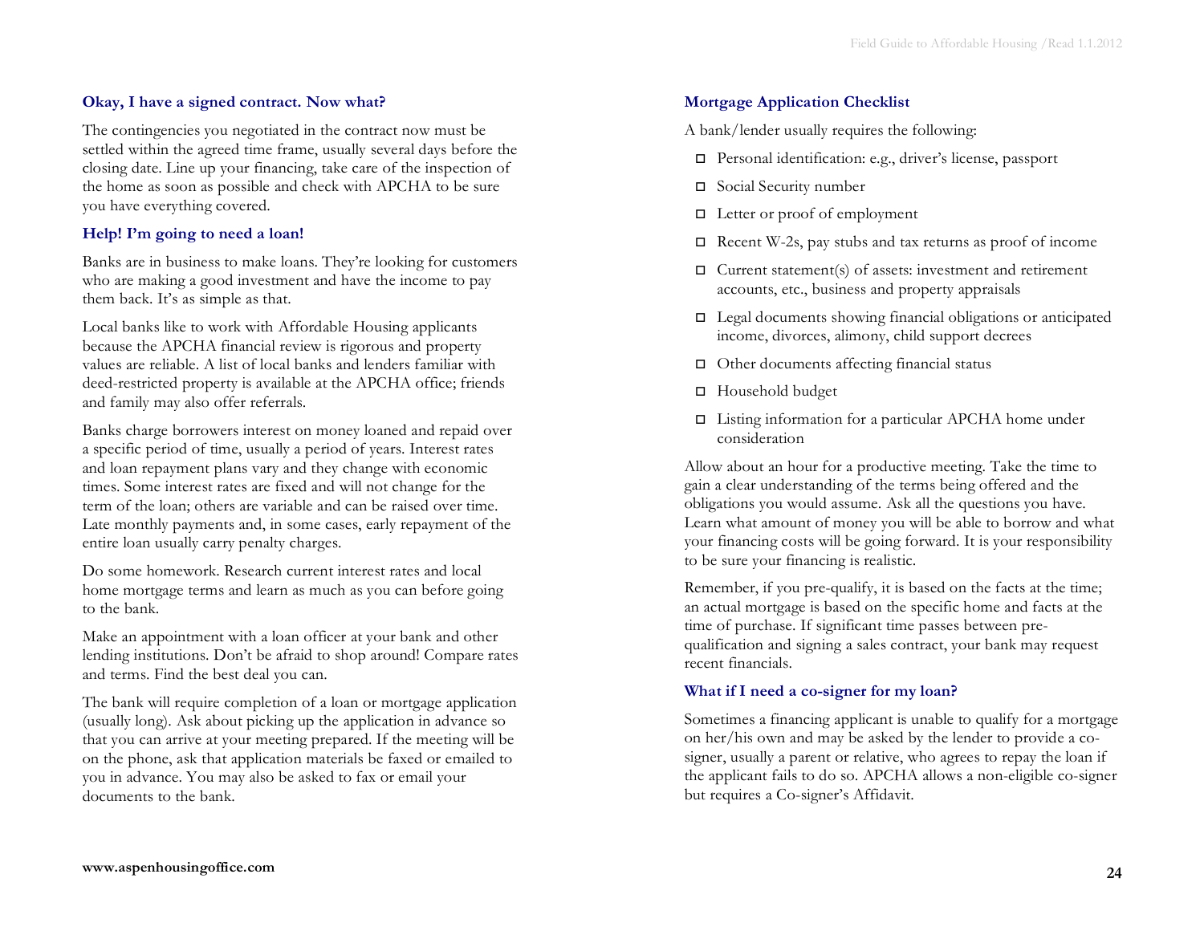### Okay, I have a signed contract. Now what?

The contingencies you negotiated in the contract now must be settled within the agreed time frame, usually several days before the closing date. Line up your financing, take care of the inspection of the home as soon as possible and check with APCHA to be sure you have everything covered.

### Help! I'm going to need a loan!

Banks are in business to make loans. They're looking for customers who are making a good investment and have the income to pay them back. It's as simple as that.

Local banks like to work with Affordable Housing applicants because the APCHA financial review is rigorous and property values are reliable. A list of local banks and lenders familiar with deed-restricted property is available at the APCHA office; friends and family may also offer referrals.

Banks charge borrowers interest on money loaned and repaid over a specific period of time, usually a period of years. Interest rates and loan repayment plans vary and they change with economic times. Some interest rates are fixed and will not change for the term of the loan; others are variable and can be raised over time. Late monthly payments and, in some cases, early repayment of the entire loan usually carry penalty charges.

Do some homework. Research current interest rates and local home mortgage terms and learn as much as you can before going to the bank.

Make an appointment with a loan officer at your bank and other lending institutions. Don't be afraid to shop around! Compare rates and terms. Find the best deal you can.

The bank will require completion of a loan or mortgage application (usually long). Ask about picking up the application in advance so that you can arrive at your meeting prepared. If the meeting will be on the phone, ask that application materials be faxed or emailed to you in advance. You may also be asked to fax or email your documents to the bank.

### Mortgage Application Checklist

A bank/lender usually requires the following:

- ☐ Personal identification: e.g., driver's license, passport
- ☐ Social Security number
- ☐ Letter or proof of employment
- ☐ Recent W-2s, pay stubs and tax returns as proof of income
- ☐ Current statement(s) of assets: investment and retirement accounts, etc., business and property appraisals
- ☐ Legal documents showing financial obligations or anticipated income, divorces, alimony, child support decrees
- ☐ Other documents affecting financial status
- ☐ Household budget
- ☐ Listing information for a particular APCHA home under consideration

Allow about an hour for a productive meeting. Take the time to gain a clear understanding of the terms being offered and the obligations you would assume. Ask all the questions you have. Learn what amount of money you will be able to borrow and what your financing costs will be going forward. It is your responsibility to be sure your financing is realistic.

Remember, if you pre-qualify, it is based on the facts at the time; an actual mortgage is based on the specific home and facts at the time of purchase. If significant time passes between pre-qualification and signing a sales contract, your bank may request recent financials.

### What if I need a co-signer for my loan?

Sometimes a financing applicant is unable to qualify for a mortgage on her/his own and may be asked by the lender to provide a co-signer, usually a parent or relative, who agrees to repay the loan if the applicant fails to do so. APCHA allows a non-eligible co-signer but requires a Co-signer's Affidavit.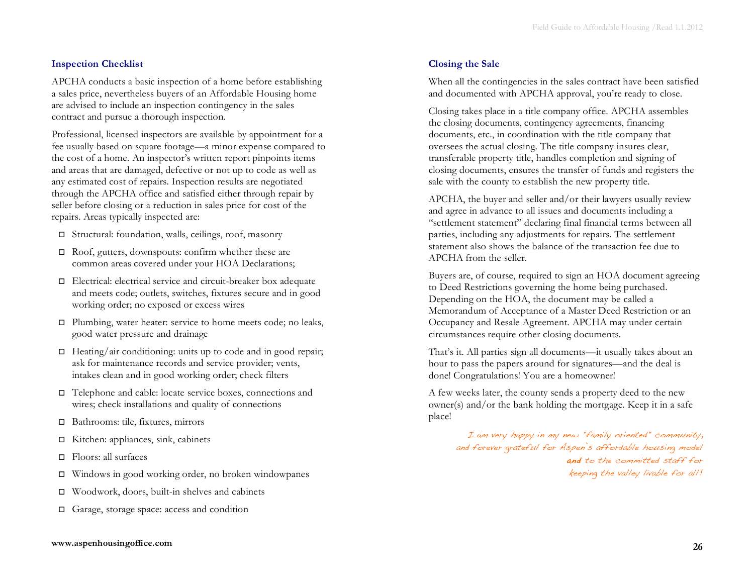### Inspection Checklist

APCHA conducts a basic inspection of a home before establishing a sales price, nevertheless buyers of an Affordable Housing home are advised to include an inspection contingency in the sales contract and pursue a thorough inspection.

Professional, licensed inspectors are available by appointment for a fee usually based on square footage—a minor expense compared to the cost of a home. An inspector's written report pinpoints items and areas that are damaged, defective or not up to code as well as any estimated cost of repairs. Inspection results are negotiated through the APCHA office and satisfied either through repair by seller before closing or a reduction in sales price for cost of the repairs. Areas typically inspected are:

- ☐ Structural: foundation, walls, ceilings, roof, masonry
- ☐ Roof, gutters, downspouts: confirm whether these are common areas covered under your HOA Declarations;
- ☐ Electrical: electrical service and circuit-breaker box adequate and meets code; outlets, switches, fixtures secure and in good working order; no exposed or excess wires
- ☐ Plumbing, water heater: service to home meets code; no leaks, good water pressure and drainage
- ☐ Heating/air conditioning: units up to code and in good repair; ask for maintenance records and service provider; vents, intakes clean and in good working order; check filters
- ☐ Telephone and cable: locate service boxes, connections and wires; check installations and quality of connections
- ☐ Bathrooms: tile, fixtures, mirrors
- ☐ Kitchen: appliances, sink, cabinets
- ☐ Floors: all surfaces
- ☐ Windows in good working order, no broken windowpanes
- ☐ Woodwork, doors, built-in shelves and cabinets
- ☐ Garage, storage space: access and condition

### Closing the Sale

When all the contingencies in the sales contract have been satisfied and documented with APCHA approval, you're ready to close.

Closing takes place in a title company office. APCHA assembles the closing documents, contingency agreements, financing documents, etc., in coordination with the title company that oversees the actual closing. The title company insures clear, transferable property title, handles completion and signing of closing documents, ensures the transfer of funds and registers the sale with the county to establish the new property title.

APCHA, the buyer and seller and/or their lawyers usually review and agree in advance to all issues and documents including a "settlement statement" declaring final financial terms between all parties, including any adjustments for repairs. The settlement statement also shows the balance of the transaction fee due to APCHA from the seller.

Buyers are, of course, required to sign an HOA document agreeing to Deed Restrictions governing the home being purchased. Depending on the HOA, the document may be called a Memorandum of Acceptance of a Master Deed Restriction or an Occupancy and Resale Agreement. APCHA may under certain circumstances require other closing documents.

That's it. All parties sign all documents—it usually takes about an hour to pass the papers around for signatures—and the deal is done! Congratulations! You are a homeowner!

A few weeks later, the county sends a property deed to the new owner(s) and/or the bank holding the mortgage. Keep it in a safe place!

*I am very happy in my new "family oriented" community, and forever grateful for Aspen's affordable housing model **and** to the committed staff for keeping the valley livable for all!*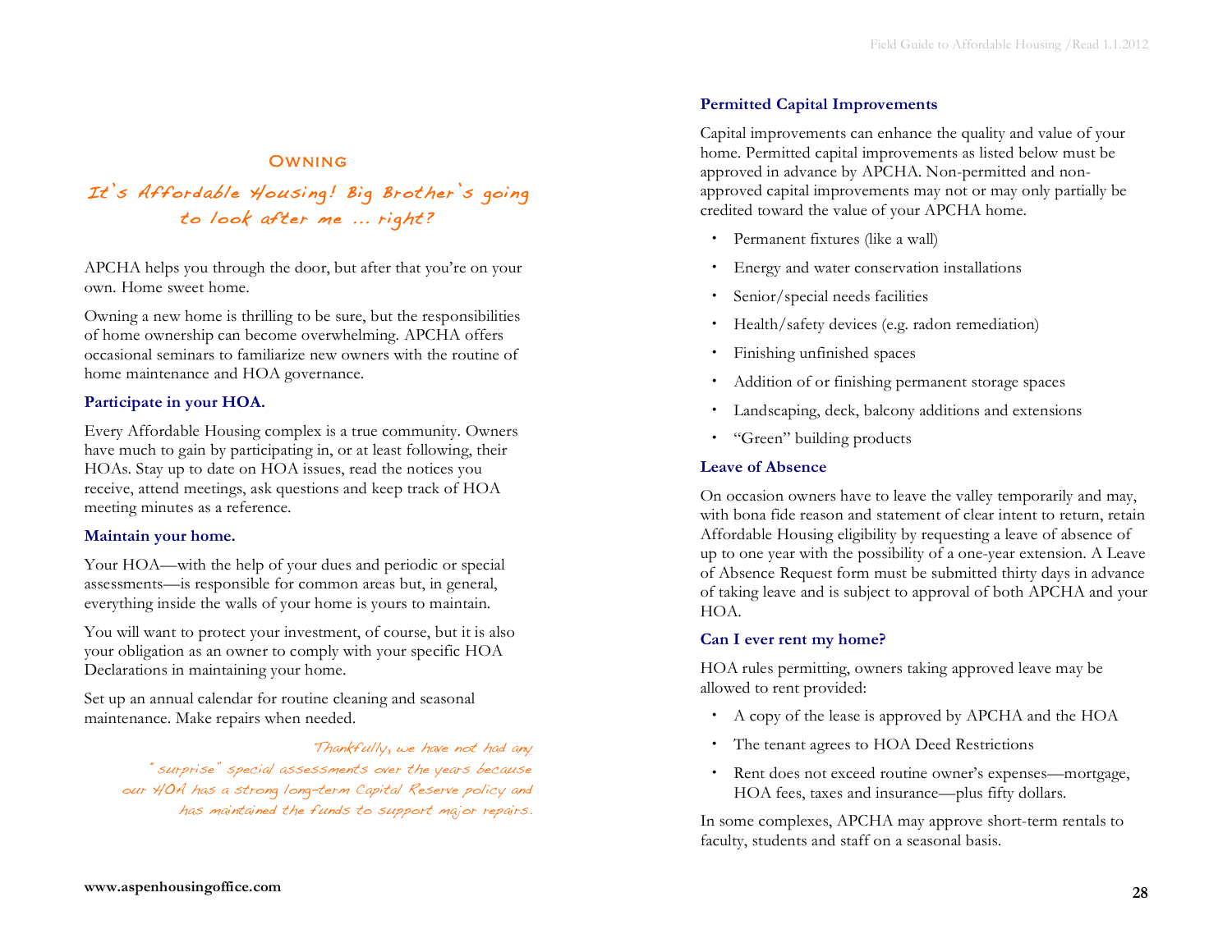## Owning

### *It's Affordable Housing! Big Brother's going to look after me ... right?*

APCHA helps you through the door, but after that you're on your own. Home sweet home.

Owning a new home is thrilling to be sure, but the responsibilities of home ownership can become overwhelming. APCHA offers occasional seminars to familiarize new owners with the routine of home maintenance and HOA governance.

**Participate in your HOA.**

Every Affordable Housing complex is a true community. Owners have much to gain by participating in, or at least following, their HOAs. Stay up to date on HOA issues, read the notices you receive, attend meetings, ask questions and keep track of HOA meeting minutes as a reference.

**Maintain your home.**

Your HOA—with the help of your dues and periodic or special assessments—is responsible for common areas but, in general, everything inside the walls of your home is yours to maintain.

You will want to protect your investment, of course, but it is also your obligation as an owner to comply with your specific HOA Declarations in maintaining your home.

Set up an annual calendar for routine cleaning and seasonal maintenance. Make repairs when needed.

*Thankfully, we have not had any "surprise" special assessments over the years because our HOA has a strong long-term Capital Reserve policy and has maintained the funds to support major repairs.*

**Permitted Capital Improvements**

Capital improvements can enhance the quality and value of your home. Permitted capital improvements as listed below must be approved in advance by APCHA. Non-permitted and non-approved capital improvements may not or may only partially be credited toward the value of your APCHA home.

- Permanent fixtures (like a wall)
- Energy and water conservation installations
- Senior/special needs facilities
- Health/safety devices (e.g. radon remediation)
- Finishing unfinished spaces
- Addition of or finishing permanent storage spaces
- Landscaping, deck, balcony additions and extensions
- "Green" building products

**Leave of Absence**

On occasion owners have to leave the valley temporarily and may, with bona fide reason and statement of clear intent to return, retain Affordable Housing eligibility by requesting a leave of absence of up to one year with the possibility of a one-year extension. A Leave of Absence Request form must be submitted thirty days in advance of taking leave and is subject to approval of both APCHA and your HOA.

**Can I ever rent my home?**

HOA rules permitting, owners taking approved leave may be allowed to rent provided:

- A copy of the lease is approved by APCHA and the HOA
- The tenant agrees to HOA Deed Restrictions
- Rent does not exceed routine owner's expenses—mortgage, HOA fees, taxes and insurance—plus fifty dollars.

In some complexes, APCHA may approve short-term rentals to faculty, students and staff on a seasonal basis.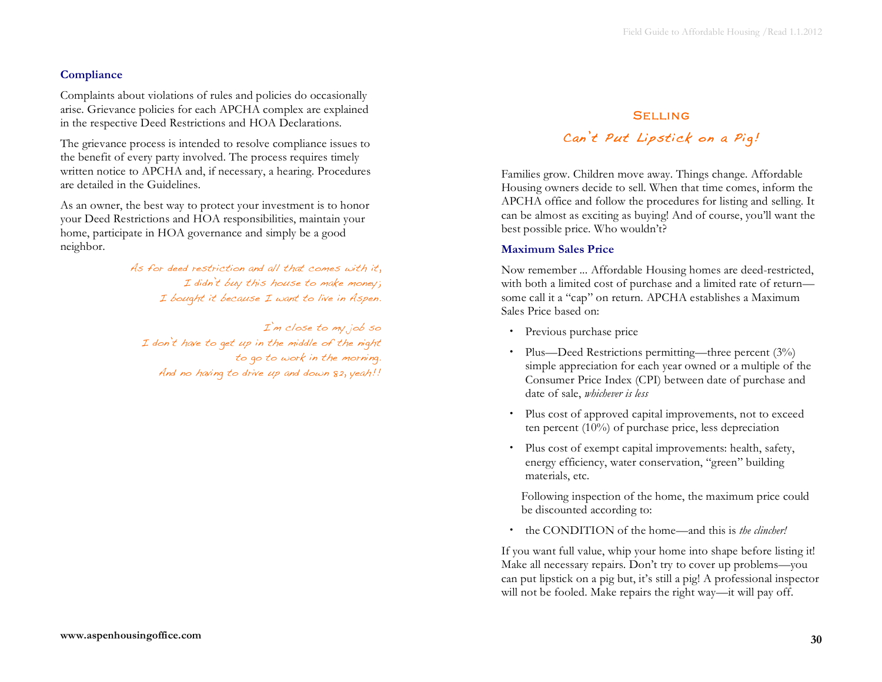### Compliance

Complaints about violations of rules and policies do occasionally arise. Grievance policies for each APCHA complex are explained in the respective Deed Restrictions and HOA Declarations.

The grievance process is intended to resolve compliance issues to the benefit of every party involved. The process requires timely written notice to APCHA and, if necessary, a hearing. Procedures are detailed in the Guidelines.

As an owner, the best way to protect your investment is to honor your Deed Restrictions and HOA responsibilities, maintain your home, participate in HOA governance and simply be a good neighbor.

*As for deed restriction and all that comes with it,*
*I didn't buy this house to make money;*
*I bought it because I want to live in Aspen.*

*I'm close to my job so*
*I don't have to get up in the middle of the night*
*to go to work in the morning.*
*And no having to drive up and down 82, yeah!!*

## Selling

### *Can't Put Lipstick on a Pig!*

Families grow. Children move away. Things change. Affordable Housing owners decide to sell. When that time comes, inform the APCHA office and follow the procedures for listing and selling. It can be almost as exciting as buying! And of course, you'll want the best possible price. Who wouldn't?

### Maximum Sales Price

Now remember ... Affordable Housing homes are deed-restricted, with both a limited cost of purchase and a limited rate of return—some call it a "cap" on return. APCHA establishes a Maximum Sales Price based on:

- Previous purchase price
- Plus—Deed Restrictions permitting—three percent (3%) simple appreciation for each year owned or a multiple of the Consumer Price Index (CPI) between date of purchase and date of sale, *whichever is less*
- Plus cost of approved capital improvements, not to exceed ten percent (10%) of purchase price, less depreciation
- Plus cost of exempt capital improvements: health, safety, energy efficiency, water conservation, "green" building materials, etc.

Following inspection of the home, the maximum price could be discounted according to:

- the CONDITION of the home—and this is *the clincher!*

If you want full value, whip your home into shape before listing it! Make all necessary repairs. Don't try to cover up problems—you can put lipstick on a pig but, it's still a pig! A professional inspector will not be fooled. Make repairs the right way—it will pay off.

**www.aspenhousingoffice.com**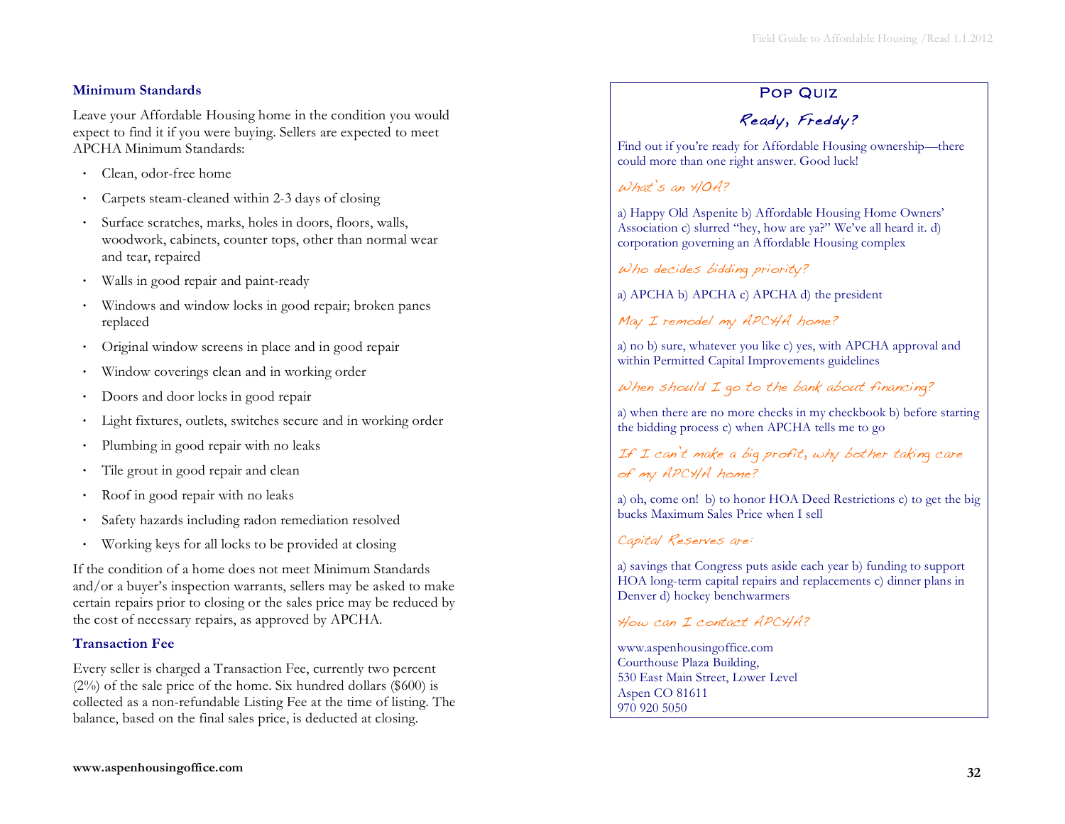## Minimum Standards

Leave your Affordable Housing home in the condition you would expect to find it if you were buying. Sellers are expected to meet APCHA Minimum Standards:

- Clean, odor-free home
- Carpets steam-cleaned within 2-3 days of closing
- Surface scratches, marks, holes in doors, floors, walls, woodwork, cabinets, counter tops, other than normal wear and tear, repaired
- Walls in good repair and paint-ready
- Windows and window locks in good repair; broken panes replaced
- Original window screens in place and in good repair
- Window coverings clean and in working order
- Doors and door locks in good repair
- Light fixtures, outlets, switches secure and in working order
- Plumbing in good repair with no leaks
- Tile grout in good repair and clean
- Roof in good repair with no leaks
- Safety hazards including radon remediation resolved
- Working keys for all locks to be provided at closing

If the condition of a home does not meet Minimum Standards and/or a buyer's inspection warrants, sellers may be asked to make certain repairs prior to closing or the sales price may be reduced by the cost of necessary repairs, as approved by APCHA.

## Transaction Fee

Every seller is charged a Transaction Fee, currently two percent (2%) of the sale price of the home. Six hundred dollars ($600) is collected as a non-refundable Listing Fee at the time of listing. The balance, based on the final sales price, is deducted at closing.

## Pop Quiz

### Ready, Freddy?

Find out if you're ready for Affordable Housing ownership—there could more than one right answer. Good luck!

*What's an HOA?*

a) Happy Old Aspenite b) Affordable Housing Home Owners' Association c) slurred "hey, how are ya?" We've all heard it. d) corporation governing an Affordable Housing complex

*Who decides bidding priority?*

a) APCHA b) APCHA c) APCHA d) the president

*May I remodel my APCHA home?*

a) no b) sure, whatever you like c) yes, with APCHA approval and within Permitted Capital Improvements guidelines

*When should I go to the bank about financing?*

a) when there are no more checks in my checkbook b) before starting the bidding process c) when APCHA tells me to go

*If I can't make a big profit, why bother taking care of my APCHA home?*

a) oh, come on! b) to honor HOA Deed Restrictions c) to get the big bucks Maximum Sales Price when I sell

*Capital Reserves are:*

a) savings that Congress puts aside each year b) funding to support HOA long-term capital repairs and replacements c) dinner plans in Denver d) hockey benchwarmers

*How can I contact APCHA?*

www.aspenhousingoffice.com  
Courthouse Plaza Building,  
530 East Main Street, Lower Level  
Aspen CO 81611  
970 920 5050